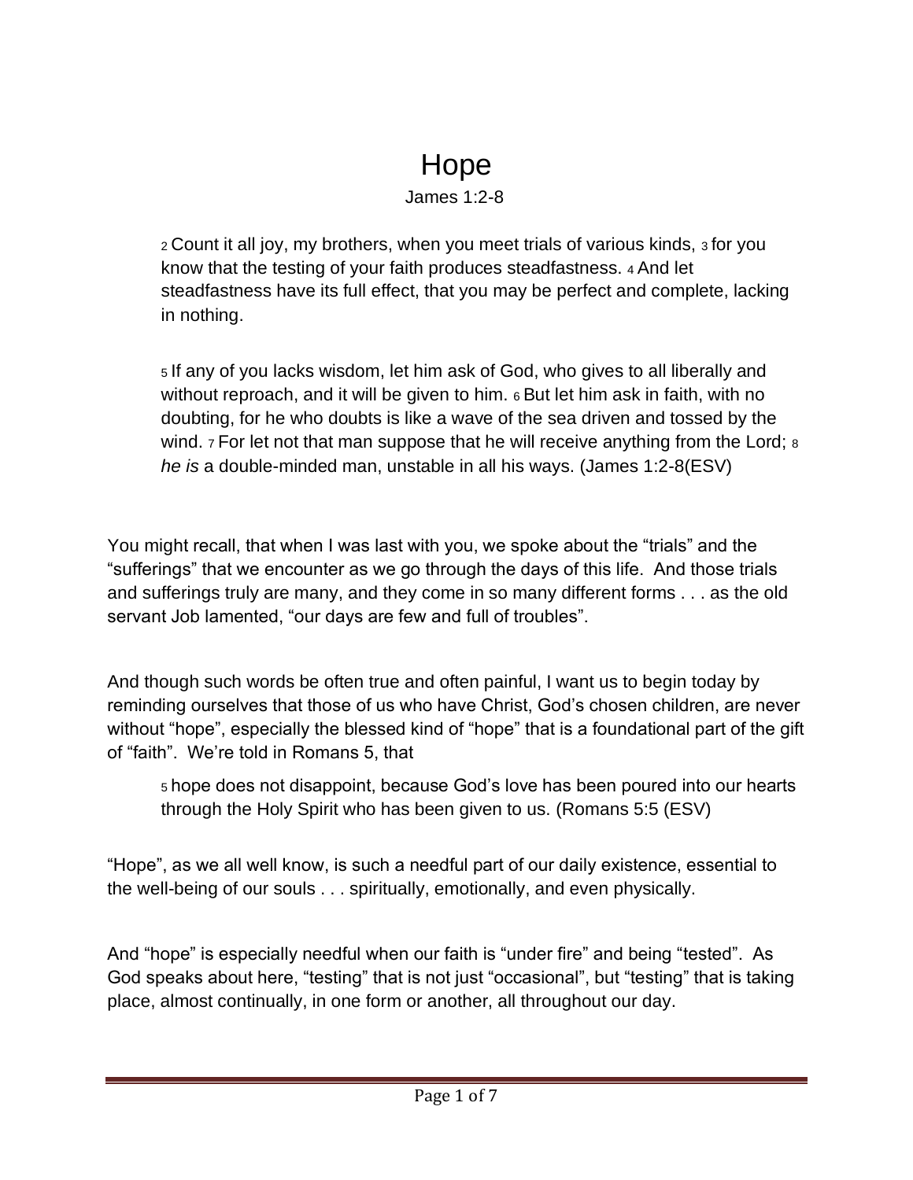# Hope

James 1:2-8

> 2 Count it all joy, my brothers, when you meet trials of various kinds, 3 for you know that the testing of your faith produces steadfastness. 4 And let steadfastness have its full effect, that you may be perfect and complete, lacking in nothing.
>
> 5 If any of you lacks wisdom, let him ask of God, who gives to all liberally and without reproach, and it will be given to him. 6 But let him ask in faith, with no doubting, for he who doubts is like a wave of the sea driven and tossed by the wind. 7 For let not that man suppose that he will receive anything from the Lord; 8 *he is* a double-minded man, unstable in all his ways. (James 1:2-8(ESV)

You might recall, that when I was last with you, we spoke about the "trials" and the "sufferings" that we encounter as we go through the days of this life. And those trials and sufferings truly are many, and they come in so many different forms . . . as the old servant Job lamented, "our days are few and full of troubles".

And though such words be often true and often painful, I want us to begin today by reminding ourselves that those of us who have Christ, God's chosen children, are never without "hope", especially the blessed kind of "hope" that is a foundational part of the gift of "faith". We're told in Romans 5, that

> 5 hope does not disappoint, because God's love has been poured into our hearts through the Holy Spirit who has been given to us. (Romans 5:5 (ESV)

"Hope", as we all well know, is such a needful part of our daily existence, essential to the well-being of our souls . . . spiritually, emotionally, and even physically.

And "hope" is especially needful when our faith is "under fire" and being "tested". As God speaks about here, "testing" that is not just "occasional", but "testing" that is taking place, almost continually, in one form or another, all throughout our day.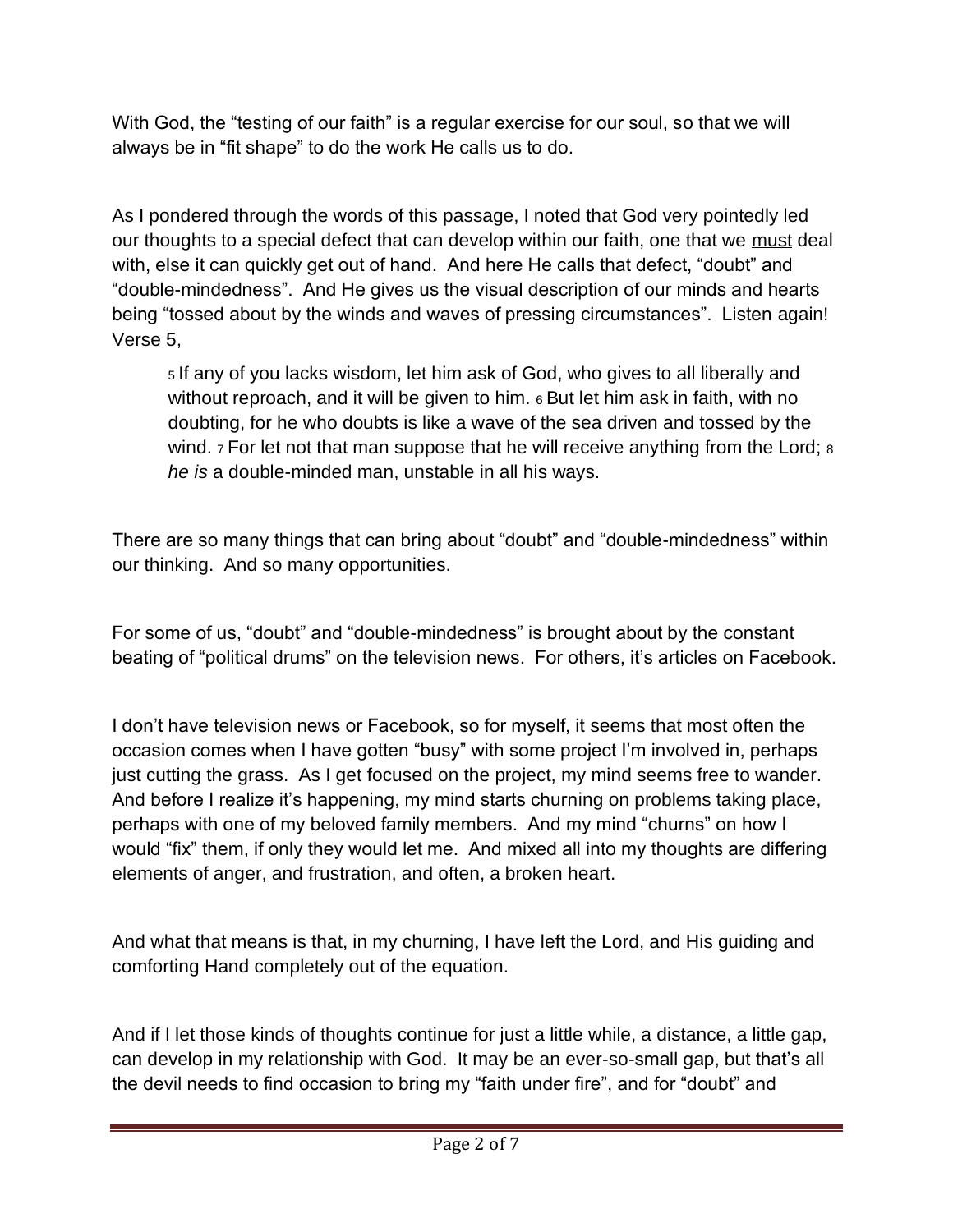With God, the "testing of our faith" is a regular exercise for our soul, so that we will always be in "fit shape" to do the work He calls us to do.

As I pondered through the words of this passage, I noted that God very pointedly led our thoughts to a special defect that can develop within our faith, one that we <u>must</u> deal with, else it can quickly get out of hand. And here He calls that defect, "doubt" and "double-mindedness". And He gives us the visual description of our minds and hearts being "tossed about by the winds and waves of pressing circumstances". Listen again! Verse 5,

> 5 If any of you lacks wisdom, let him ask of God, who gives to all liberally and without reproach, and it will be given to him. 6 But let him ask in faith, with no doubting, for he who doubts is like a wave of the sea driven and tossed by the wind. 7 For let not that man suppose that he will receive anything from the Lord; 8 *he is* a double-minded man, unstable in all his ways.

There are so many things that can bring about "doubt" and "double-mindedness" within our thinking. And so many opportunities.

For some of us, "doubt" and "double-mindedness" is brought about by the constant beating of "political drums" on the television news. For others, it's articles on Facebook.

I don't have television news or Facebook, so for myself, it seems that most often the occasion comes when I have gotten "busy" with some project I'm involved in, perhaps just cutting the grass. As I get focused on the project, my mind seems free to wander. And before I realize it's happening, my mind starts churning on problems taking place, perhaps with one of my beloved family members. And my mind "churns" on how I would "fix" them, if only they would let me. And mixed all into my thoughts are differing elements of anger, and frustration, and often, a broken heart.

And what that means is that, in my churning, I have left the Lord, and His guiding and comforting Hand completely out of the equation.

And if I let those kinds of thoughts continue for just a little while, a distance, a little gap, can develop in my relationship with God. It may be an ever-so-small gap, but that's all the devil needs to find occasion to bring my "faith under fire", and for "doubt" and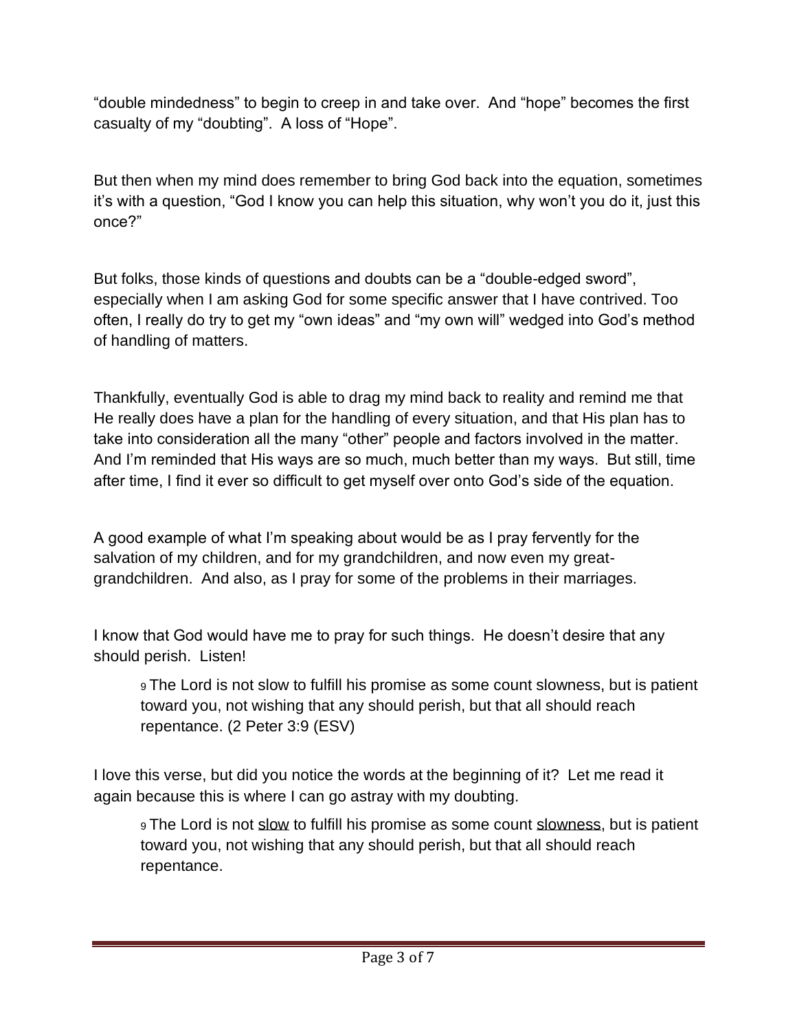"double mindedness" to begin to creep in and take over. And "hope" becomes the first casualty of my "doubting". A loss of "Hope".

But then when my mind does remember to bring God back into the equation, sometimes it's with a question, "God I know you can help this situation, why won't you do it, just this once?"

But folks, those kinds of questions and doubts can be a "double-edged sword", especially when I am asking God for some specific answer that I have contrived. Too often, I really do try to get my "own ideas" and "my own will" wedged into God's method of handling of matters.

Thankfully, eventually God is able to drag my mind back to reality and remind me that He really does have a plan for the handling of every situation, and that His plan has to take into consideration all the many "other" people and factors involved in the matter. And I'm reminded that His ways are so much, much better than my ways. But still, time after time, I find it ever so difficult to get myself over onto God's side of the equation.

A good example of what I'm speaking about would be as I pray fervently for the salvation of my children, and for my grandchildren, and now even my great-grandchildren. And also, as I pray for some of the problems in their marriages.

I know that God would have me to pray for such things. He doesn't desire that any should perish. Listen!

> 9 The Lord is not slow to fulfill his promise as some count slowness, but is patient toward you, not wishing that any should perish, but that all should reach repentance. (2 Peter 3:9 (ESV)

I love this verse, but did you notice the words at the beginning of it? Let me read it again because this is where I can go astray with my doubting.

> 9 The Lord is not <u>slow</u> to fulfill his promise as some count <u>slowness</u>, but is patient toward you, not wishing that any should perish, but that all should reach repentance.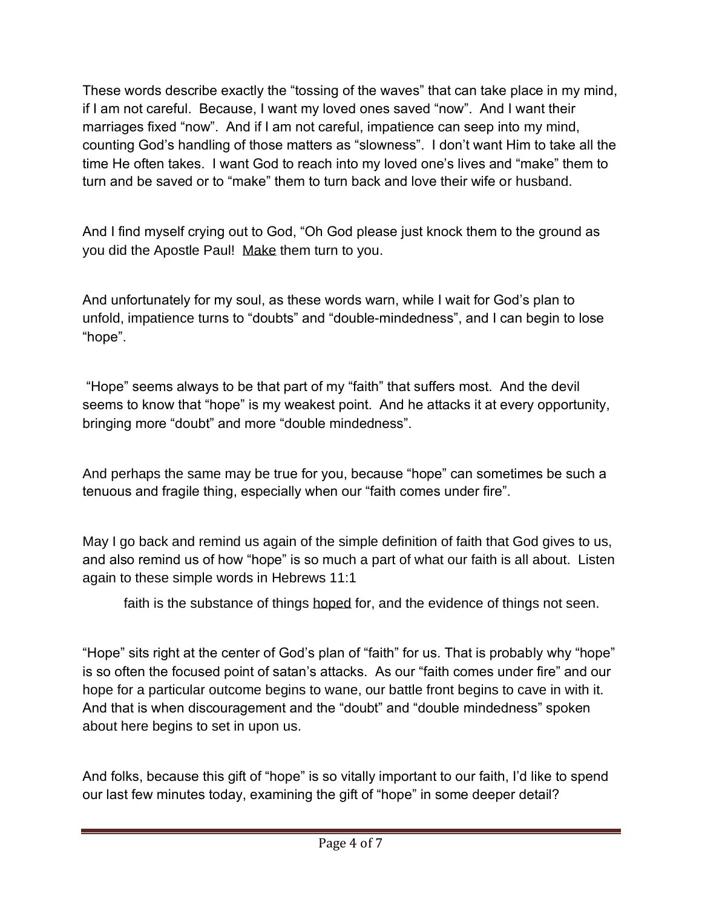These words describe exactly the "tossing of the waves" that can take place in my mind, if I am not careful. Because, I want my loved ones saved "now". And I want their marriages fixed "now". And if I am not careful, impatience can seep into my mind, counting God's handling of those matters as "slowness". I don't want Him to take all the time He often takes. I want God to reach into my loved one's lives and "make" them to turn and be saved or to "make" them to turn back and love their wife or husband.

And I find myself crying out to God, "Oh God please just knock them to the ground as you did the Apostle Paul! <u>Make</u> them turn to you.

And unfortunately for my soul, as these words warn, while I wait for God's plan to unfold, impatience turns to "doubts" and "double-mindedness", and I can begin to lose "hope".

"Hope" seems always to be that part of my "faith" that suffers most. And the devil seems to know that "hope" is my weakest point. And he attacks it at every opportunity, bringing more "doubt" and more "double mindedness".

And perhaps the same may be true for you, because "hope" can sometimes be such a tenuous and fragile thing, especially when our "faith comes under fire".

May I go back and remind us again of the simple definition of faith that God gives to us, and also remind us of how "hope" is so much a part of what our faith is all about. Listen again to these simple words in Hebrews 11:1

> faith is the substance of things <u>hoped</u> for, and the evidence of things not seen.

"Hope" sits right at the center of God's plan of "faith" for us. That is probably why "hope" is so often the focused point of satan's attacks. As our "faith comes under fire" and our hope for a particular outcome begins to wane, our battle front begins to cave in with it. And that is when discouragement and the "doubt" and "double mindedness" spoken about here begins to set in upon us.

And folks, because this gift of "hope" is so vitally important to our faith, I'd like to spend our last few minutes today, examining the gift of "hope" in some deeper detail?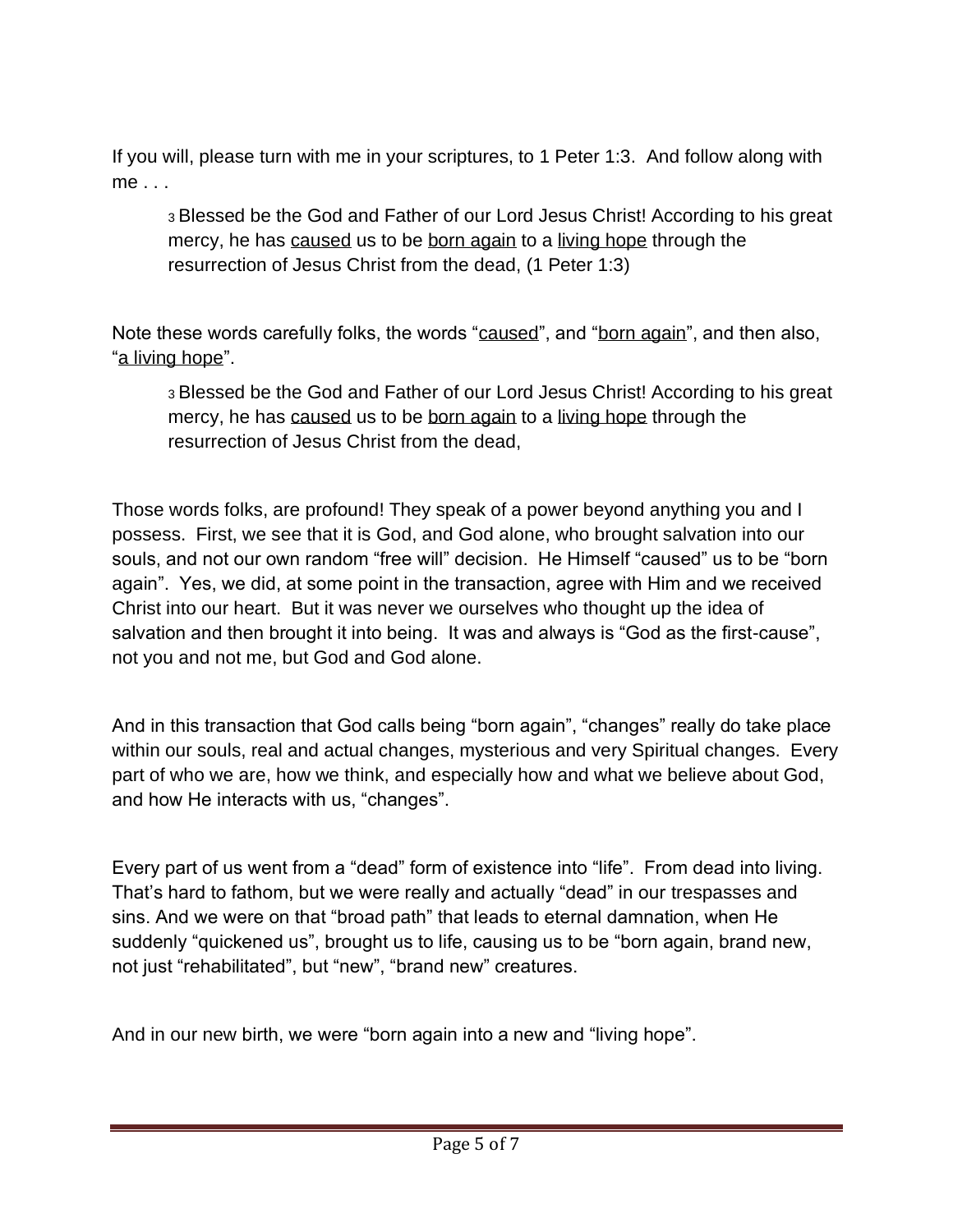If you will, please turn with me in your scriptures, to 1 Peter 1:3. And follow along with me . . .

> 3 Blessed be the God and Father of our Lord Jesus Christ! According to his great mercy, he has <u>caused</u> us to be <u>born again</u> to a <u>living hope</u> through the resurrection of Jesus Christ from the dead, (1 Peter 1:3)

Note these words carefully folks, the words "<u>caused</u>", and "<u>born again</u>", and then also, "<u>a living hope</u>".

> 3 Blessed be the God and Father of our Lord Jesus Christ! According to his great mercy, he has <u>caused</u> us to be <u>born again</u> to a <u>living hope</u> through the resurrection of Jesus Christ from the dead,

Those words folks, are profound! They speak of a power beyond anything you and I possess. First, we see that it is God, and God alone, who brought salvation into our souls, and not our own random "free will" decision. He Himself "caused" us to be "born again". Yes, we did, at some point in the transaction, agree with Him and we received Christ into our heart. But it was never we ourselves who thought up the idea of salvation and then brought it into being. It was and always is "God as the first-cause", not you and not me, but God and God alone.

And in this transaction that God calls being "born again", "changes" really do take place within our souls, real and actual changes, mysterious and very Spiritual changes. Every part of who we are, how we think, and especially how and what we believe about God, and how He interacts with us, "changes".

Every part of us went from a "dead" form of existence into "life". From dead into living. That's hard to fathom, but we were really and actually "dead" in our trespasses and sins. And we were on that "broad path" that leads to eternal damnation, when He suddenly "quickened us", brought us to life, causing us to be "born again, brand new, not just "rehabilitated", but "new", "brand new" creatures.

And in our new birth, we were "born again into a new and "living hope".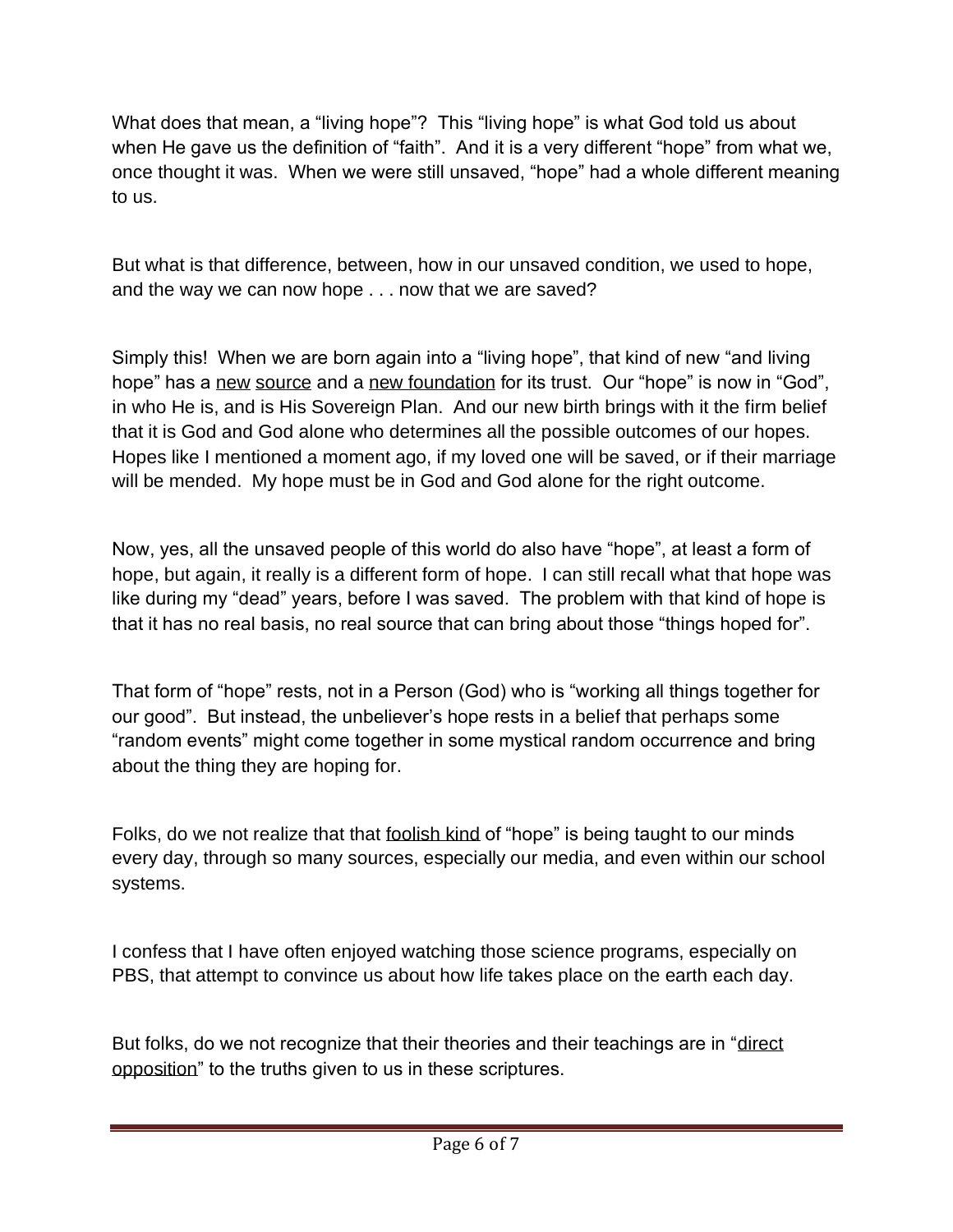What does that mean, a "living hope"? This "living hope" is what God told us about when He gave us the definition of "faith". And it is a very different "hope" from what we, once thought it was. When we were still unsaved, "hope" had a whole different meaning to us.

But what is that difference, between, how in our unsaved condition, we used to hope, and the way we can now hope . . . now that we are saved?

Simply this! When we are born again into a "living hope", that kind of new "and living hope" has a <u>new</u> <u>source</u> and a <u>new foundation</u> for its trust. Our "hope" is now in "God", in who He is, and is His Sovereign Plan. And our new birth brings with it the firm belief that it is God and God alone who determines all the possible outcomes of our hopes. Hopes like I mentioned a moment ago, if my loved one will be saved, or if their marriage will be mended. My hope must be in God and God alone for the right outcome.

Now, yes, all the unsaved people of this world do also have "hope", at least a form of hope, but again, it really is a different form of hope. I can still recall what that hope was like during my "dead" years, before I was saved. The problem with that kind of hope is that it has no real basis, no real source that can bring about those "things hoped for".

That form of "hope" rests, not in a Person (God) who is "working all things together for our good". But instead, the unbeliever's hope rests in a belief that perhaps some "random events" might come together in some mystical random occurrence and bring about the thing they are hoping for.

Folks, do we not realize that that <u>foolish kind</u> of "hope" is being taught to our minds every day, through so many sources, especially our media, and even within our school systems.

I confess that I have often enjoyed watching those science programs, especially on PBS, that attempt to convince us about how life takes place on the earth each day.

But folks, do we not recognize that their theories and their teachings are in "<u>direct opposition</u>" to the truths given to us in these scriptures.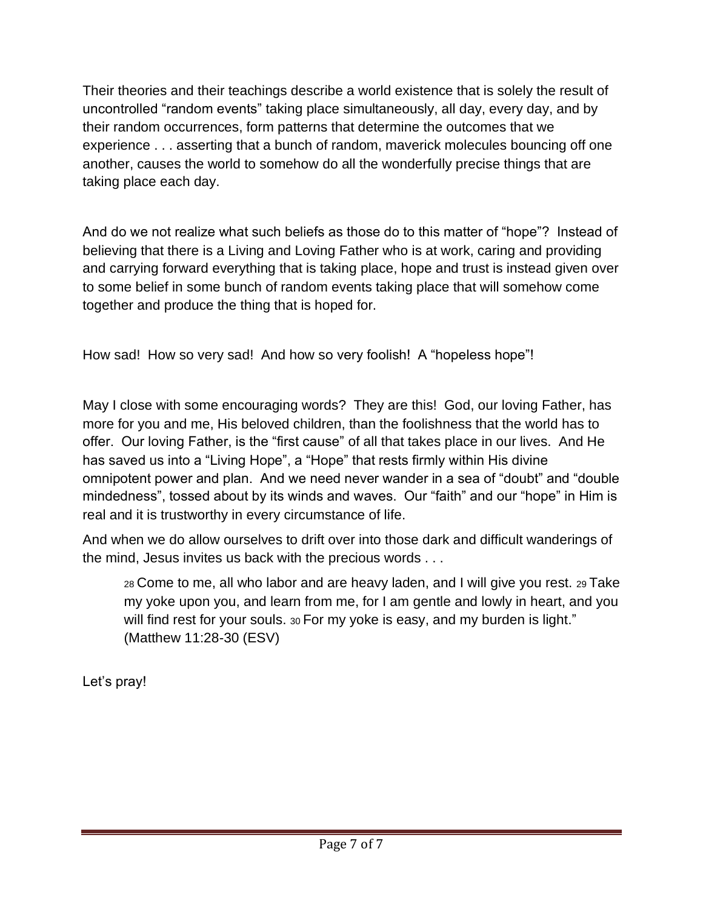Their theories and their teachings describe a world existence that is solely the result of uncontrolled "random events" taking place simultaneously, all day, every day, and by their random occurrences, form patterns that determine the outcomes that we experience . . . asserting that a bunch of random, maverick molecules bouncing off one another, causes the world to somehow do all the wonderfully precise things that are taking place each day.

And do we not realize what such beliefs as those do to this matter of "hope"? Instead of believing that there is a Living and Loving Father who is at work, caring and providing and carrying forward everything that is taking place, hope and trust is instead given over to some belief in some bunch of random events taking place that will somehow come together and produce the thing that is hoped for.

How sad! How so very sad! And how so very foolish! A "hopeless hope"!

May I close with some encouraging words? They are this! God, our loving Father, has more for you and me, His beloved children, than the foolishness that the world has to offer. Our loving Father, is the "first cause" of all that takes place in our lives. And He has saved us into a "Living Hope", a "Hope" that rests firmly within His divine omnipotent power and plan. And we need never wander in a sea of "doubt" and "double mindedness", tossed about by its winds and waves. Our "faith" and our "hope" in Him is real and it is trustworthy in every circumstance of life.

And when we do allow ourselves to drift over into those dark and difficult wanderings of the mind, Jesus invites us back with the precious words . . .

> 28 Come to me, all who labor and are heavy laden, and I will give you rest. 29 Take my yoke upon you, and learn from me, for I am gentle and lowly in heart, and you will find rest for your souls. 30 For my yoke is easy, and my burden is light." (Matthew 11:28-30 (ESV)

Let's pray!